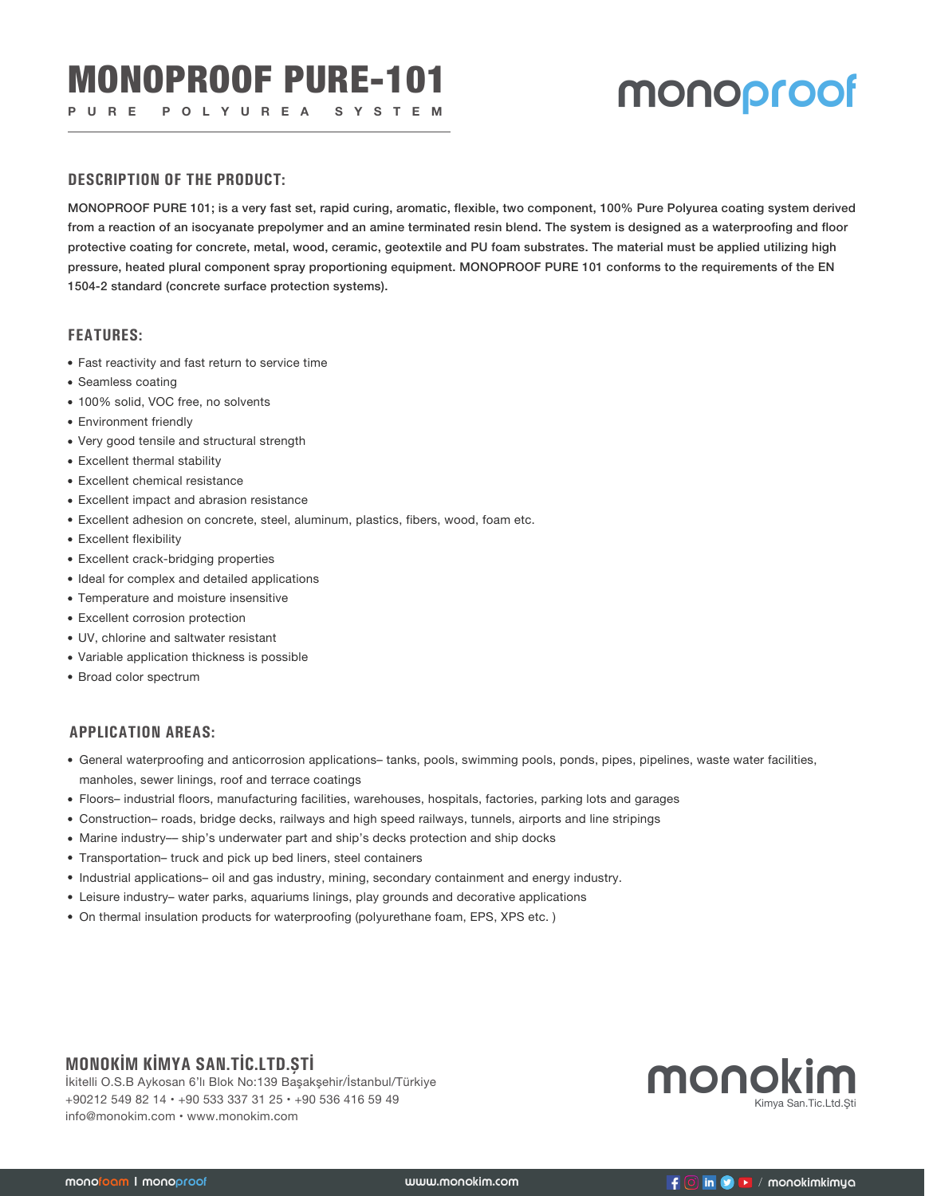# MONOPROOF PURE-101

PURE POLYUREA SYSTEM

monoproof

## DESCRIPTION OF THE PRODUCT:

**MONOPROOF PURE 101; is a very fast set, rapid curing, aromatic, flexible, two component, 100% Pure Polyurea coating system derived from a reaction of an isocyanate prepolymer and an amine terminated resin blend. The system is designed as a waterproofing and floor protective coating for concrete, metal, wood, ceramic, geotextile and PU foam substrates. The material must be applied utilizing high pressure, heated plural component spray proportioning equipment. MONOPROOF PURE 101 conforms to the requirements of the EN 1504-2 standard (concrete surface protection systems).**

## FEATURES:

- Fast reactivity and fast return to service time
- Seamless coating
- 100% solid, VOC free, no solvents
- Environment friendly
- Very good tensile and structural strength
- Excellent thermal stability
- Excellent chemical resistance
- Excellent impact and abrasion resistance
- Excellent adhesion on concrete, steel, aluminum, plastics, fibers, wood, foam etc.
- Excellent flexibility
- Excellent crack-bridging properties
- Ideal for complex and detailed applications
- Temperature and moisture insensitive
- Excellent corrosion protection
- UV, chlorine and saltwater resistant
- Variable application thickness is possible
- Broad color spectrum

## APPLICATION AREAS:

- General waterproofing and anticorrosion applications– tanks, pools, swimming pools, ponds, pipes, pipelines, waste water facilities, manholes, sewer linings, roof and terrace coatings
- Floors– industrial floors, manufacturing facilities, warehouses, hospitals, factories, parking lots and garages
- Construction– roads, bridge decks, railways and high speed railways, tunnels, airports and line stripings
- Marine industry–– ship's underwater part and ship's decks protection and ship docks
- Transportation– truck and pick up bed liners, steel containers
- Industrial applications– oil and gas industry, mining, secondary containment and energy industry.
- Leisure industry– water parks, aquariums linings, play grounds and decorative applications
- On thermal insulation products for waterproofing (polyurethane foam, EPS, XPS etc. )

**MONOKİM KİMYA SAN.TİC.LTD.ŞTİ**
İkitelli O.S.B Aykosan 6'lı Blok No:139 Başakşehir/İstanbul/Türkiye
+90212 549 82 14 • +90 533 337 31 25 • +90 536 416 59 49
info@monokim.com • www.monokim.com

monokim
Kimya San.Tic.Ltd.Şti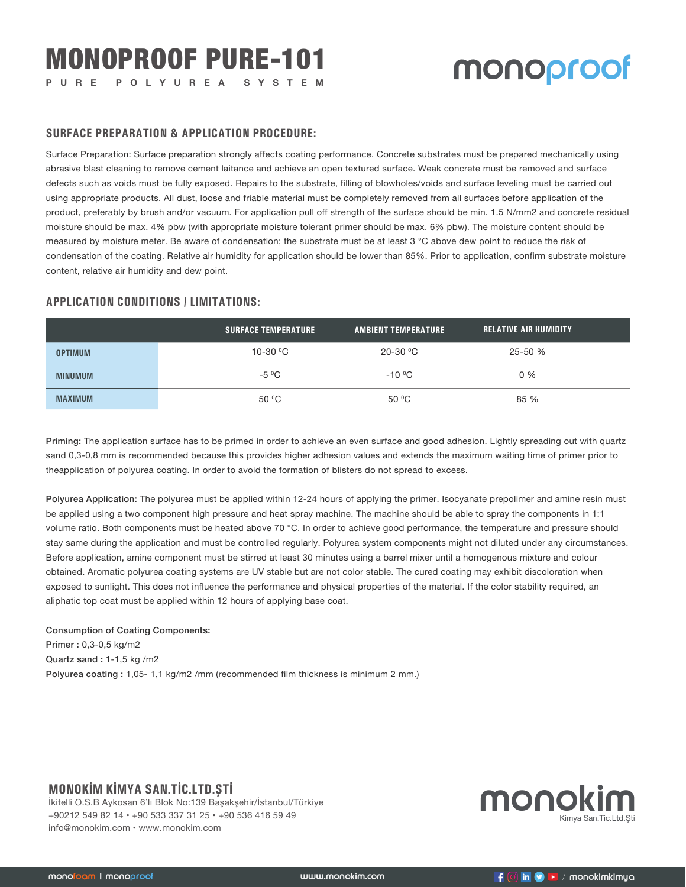# MONOPROOF PURE-101

PURE POLYUREA SYSTEM

## SURFACE PREPARATION & APPLICATION PROCEDURE:

Surface Preparation: Surface preparation strongly affects coating performance. Concrete substrates must be prepared mechanically using abrasive blast cleaning to remove cement laitance and achieve an open textured surface. Weak concrete must be removed and surface defects such as voids must be fully exposed. Repairs to the substrate, filling of blowholes/voids and surface leveling must be carried out using appropriate products. All dust, loose and friable material must be completely removed from all surfaces before application of the product, preferably by brush and/or vacuum. For application pull off strength of the surface should be min. 1.5 N/mm2 and concrete residual moisture should be max. 4% pbw (with appropriate moisture tolerant primer should be max. 6% pbw). The moisture content should be measured by moisture meter. Be aware of condensation; the substrate must be at least 3 °C above dew point to reduce the risk of condensation of the coating. Relative air humidity for application should be lower than 85%. Prior to application, confirm substrate moisture content, relative air humidity and dew point.

## APPLICATION CONDITIONS / LIMITATIONS:

| | SURFACE TEMPERATURE | AMBIENT TEMPERATURE | RELATIVE AIR HUMIDITY |
|---|---|---|---|
| OPTIMUM | 10-30 °C | 20-30 °C | 25-50 % |
| MINUMUM | -5 °C | -10 °C | 0 % |
| MAXIMUM | 50 °C | 50 °C | 85 % |

**Priming:** The application surface has to be primed in order to achieve an even surface and good adhesion. Lightly spreading out with quartz sand 0,3-0,8 mm is recommended because this provides higher adhesion values and extends the maximum waiting time of primer prior to theapplication of polyurea coating. In order to avoid the formation of blisters do not spread to excess.

**Polyurea Application:** The polyurea must be applied within 12-24 hours of applying the primer. Isocyanate prepolimer and amine resin must be applied using a two component high pressure and heat spray machine. The machine should be able to spray the components in 1:1 volume ratio. Both components must be heated above 70 °C. In order to achieve good performance, the temperature and pressure should stay same during the application and must be controlled regularly. Polyurea system components might not diluted under any circumstances. Before application, amine component must be stirred at least 30 minutes using a barrel mixer until a homogenous mixture and colour obtained. Aromatic polyurea coating systems are UV stable but are not color stable. The cured coating may exhibit discoloration when exposed to sunlight. This does not influence the performance and physical properties of the material. If the color stability required, an aliphatic top coat must be applied within 12 hours of applying base coat.

**Consumption of Coating Components:**
**Primer :** 0,3-0,5 kg/m2
**Quartz sand :** 1-1,5 kg /m2
**Polyurea coating :** 1,05- 1,1 kg/m2 /mm (recommended film thickness is minimum 2 mm.)

**MONOKİM KİMYA SAN.TİC.LTD.ŞTİ**
İkitelli O.S.B Aykosan 6'lı Blok No:139 Başakşehir/İstanbul/Türkiye
+90212 549 82 14 • +90 533 337 31 25 • +90 536 416 59 49
info@monokim.com • www.monokim.com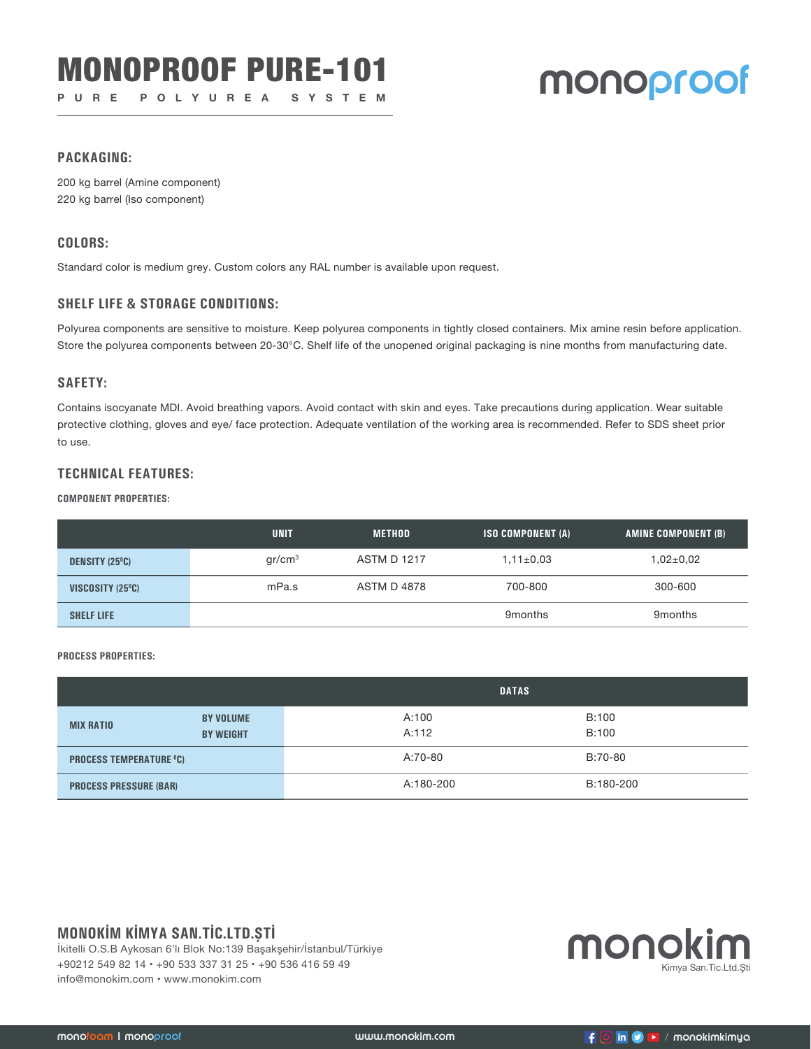# MONOPROOF PURE-101

PURE POLYUREA SYSTEM

monoproof

## PACKAGING:

200 kg barrel (Amine component)
220 kg barrel (Iso component)

## COLORS:

Standard color is medium grey. Custom colors any RAL number is available upon request.

## SHELF LIFE & STORAGE CONDITIONS:

Polyurea components are sensitive to moisture. Keep polyurea components in tightly closed containers. Mix amine resin before application. Store the polyurea components between 20-30°C. Shelf life of the unopened original packaging is nine months from manufacturing date.

## SAFETY:

Contains isocyanate MDI. Avoid breathing vapors. Avoid contact with skin and eyes. Take precautions during application. Wear suitable protective clothing, gloves and eye/ face protection. Adequate ventilation of the working area is recommended. Refer to SDS sheet prior to use.

## TECHNICAL FEATURES:

### COMPONENT PROPERTIES:

| | UNIT | METHOD | ISO COMPONENT (A) | AMINE COMPONENT (B) |
|---|---|---|---|---|
| DENSITY (25⁰C) | gr/cm$^3$ | ASTM D 1217 | 1,11±0,03 | 1,02±0,02 |
| VISCOSITY (25⁰C) | mPa.s | ASTM D 4878 | 700-800 | 300-600 |
| SHELF LIFE | | | 9months | 9months |

### PROCESS PROPERTIES:

| | | DATAS | |
|---|---|---|---|
| MIX RATIO | BY VOLUME | A:100 | B:100 |
| | BY WEIGHT | A:112 | B:100 |
| PROCESS TEMPERATURE ⁰C) | | A:70-80 | B:70-80 |
| PROCESS PRESSURE (BAR) | | A:180-200 | B:180-200 |

**MONOKİM KİMYA SAN.TİC.LTD.ŞTİ**
İkitelli O.S.B Aykosan 6'lı Blok No:139 Başakşehir/İstanbul/Türkiye
+90212 549 82 14 • +90 533 337 31 25 • +90 536 416 59 49
info@monokim.com • www.monokim.com

monokim
Kimya San.Tic.Ltd.Şti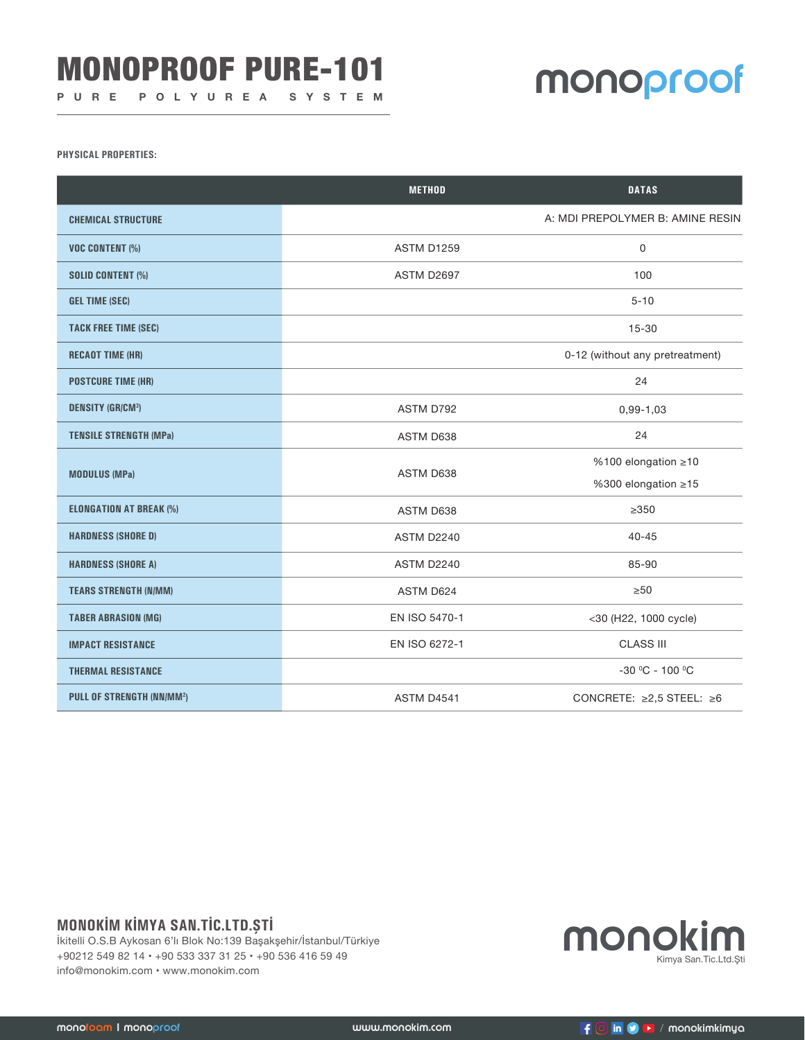# MONOPROOF PURE-101

P U R E   P O L Y U R E A   S Y S T E M

monoproof

**PHYSICAL PROPERTIES:**

| | METHOD | DATAS |
|---|---|---|
| CHEMICAL STRUCTURE | | A: MDI PREPOLYMER B: AMINE RESIN |
| VOC CONTENT (%) | ASTM D1259 | 0 |
| SOLID CONTENT (%) | ASTM D2697 | 100 |
| GEL TIME (SEC) | | 5-10 |
| TACK FREE TIME (SEC) | | 15-30 |
| RECAOT TIME (HR) | | 0-12 (without any pretreatment) |
| POSTCURE TIME (HR) | | 24 |
| DENSITY (GR/CM³) | ASTM D792 | 0,99-1,03 |
| TENSILE STRENGTH (MPa) | ASTM D638 | 24 |
| MODULUS (MPa) | ASTM D638 | %100 elongation ≥10<br>%300 elongation ≥15 |
| ELONGATION AT BREAK (%) | ASTM D638 | ≥350 |
| HARDNESS (SHORE D) | ASTM D2240 | 40-45 |
| HARDNESS (SHORE A) | ASTM D2240 | 85-90 |
| TEARS STRENGTH (N/MM) | ASTM D624 | ≥50 |
| TABER ABRASION (MG) | EN ISO 5470-1 | <30 (H22, 1000 cycle) |
| IMPACT RESISTANCE | EN ISO 6272-1 | CLASS III |
| THERMAL RESISTANCE | | -30 ºC - 100 ºC |
| PULL OF STRENGTH (NN/MM²) | ASTM D4541 | CONCRETE: ≥2,5 STEEL: ≥6 |

**MONOKİM KİMYA SAN.TİC.LTD.ŞTİ**
İkitelli O.S.B Aykosan 6'lı Blok No:139 Başakşehir/İstanbul/Türkiye
+90212 549 82 14 • +90 533 337 31 25 • +90 536 416 59 49
info@monokim.com • www.monokim.com

monokim
Kimya San.Tic.Ltd.Şti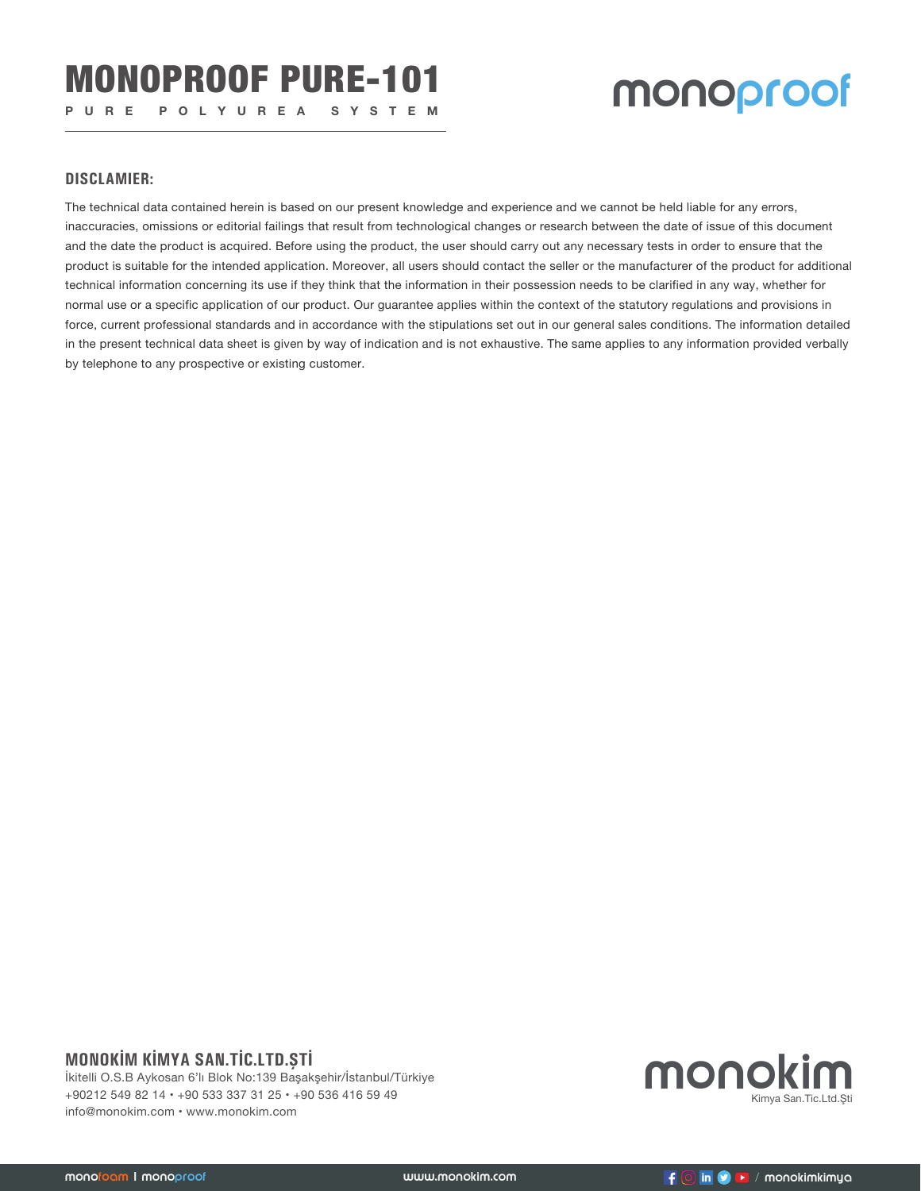## DISCLAMIER:

The technical data contained herein is based on our present knowledge and experience and we cannot be held liable for any errors, inaccuracies, omissions or editorial failings that result from technological changes or research between the date of issue of this document and the date the product is acquired. Before using the product, the user should carry out any necessary tests in order to ensure that the product is suitable for the intended application. Moreover, all users should contact the seller or the manufacturer of the product for additional technical information concerning its use if they think that the information in their possession needs to be clarified in any way, whether for normal use or a specific application of our product. Our guarantee applies within the context of the statutory regulations and provisions in force, current professional standards and in accordance with the stipulations set out in our general sales conditions. The information detailed in the present technical data sheet is given by way of indication and is not exhaustive. The same applies to any information provided verbally by telephone to any prospective or existing customer.

**MONOKİM KİMYA SAN.TİC.LTD.ŞTİ**

İkitelli O.S.B Aykosan 6'lı Blok No:139 Başakşehir/İstanbul/Türkiye
+90212 549 82 14 • +90 533 337 31 25 • +90 536 416 59 49
info@monokim.com • www.monokim.com

monokim
Kimya San.Tic.Ltd.Şti